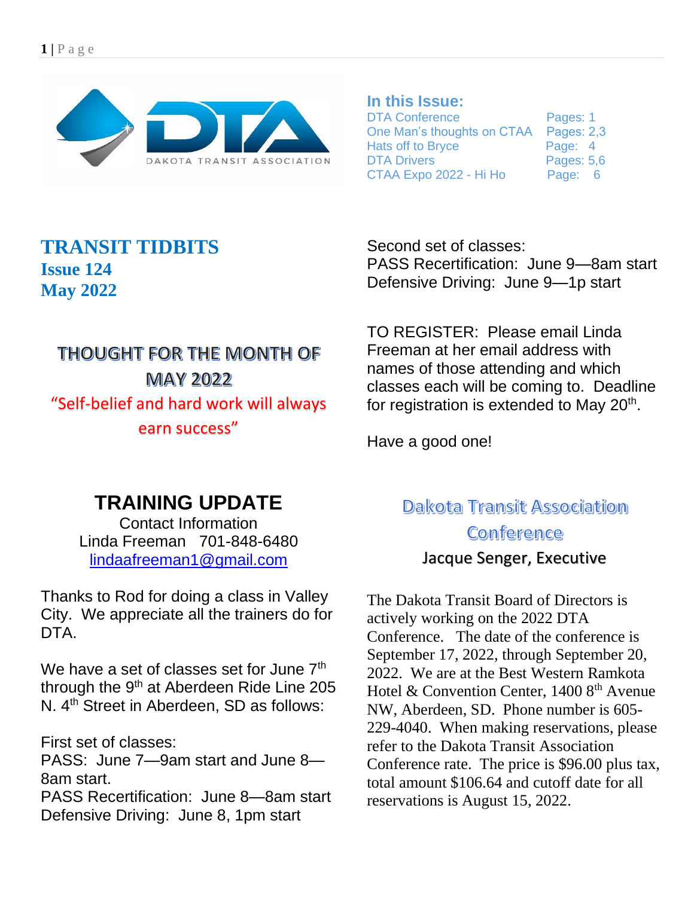DAKOTA TRANSIT ASSOCIATION

**In this Issue:**

| | |
|---|---|
| DTA Conference | Pages: 1 |
| One Man's thoughts on CTAA | Pages: 2,3 |
| Hats off to Bryce | Page: 4 |
| DTA Drivers | Pages: 5,6 |
| CTAA Expo 2022 - Hi Ho | Page: 6 |

# TRANSIT TIDBITS
## Issue 124
## May 2022

### THOUGHT FOR THE MONTH OF MAY 2022

"Self-belief and hard work will always earn success"

## TRAINING UPDATE

Contact Information
Linda Freeman 701-848-6480
lindaafreeman1@gmail.com

Thanks to Rod for doing a class in Valley City. We appreciate all the trainers do for DTA.

We have a set of classes set for June 7th through the 9th at Aberdeen Ride Line 205 N. 4th Street in Aberdeen, SD as follows:

First set of classes:
PASS: June 7—9am start and June 8—8am start.
PASS Recertification: June 8—8am start
Defensive Driving: June 8, 1pm start

Second set of classes:
PASS Recertification: June 9—8am start
Defensive Driving: June 9—1p start

TO REGISTER: Please email Linda Freeman at her email address with names of those attending and which classes each will be coming to. Deadline for registration is extended to May 20th.

Have a good one!

## Dakota Transit Association Conference

**Jacque Senger, Executive**

The Dakota Transit Board of Directors is actively working on the 2022 DTA Conference. The date of the conference is September 17, 2022, through September 20, 2022. We are at the Best Western Ramkota Hotel & Convention Center, 1400 8th Avenue NW, Aberdeen, SD. Phone number is 605-229-4040. When making reservations, please refer to the Dakota Transit Association Conference rate. The price is $96.00 plus tax, total amount $106.64 and cutoff date for all reservations is August 15, 2022.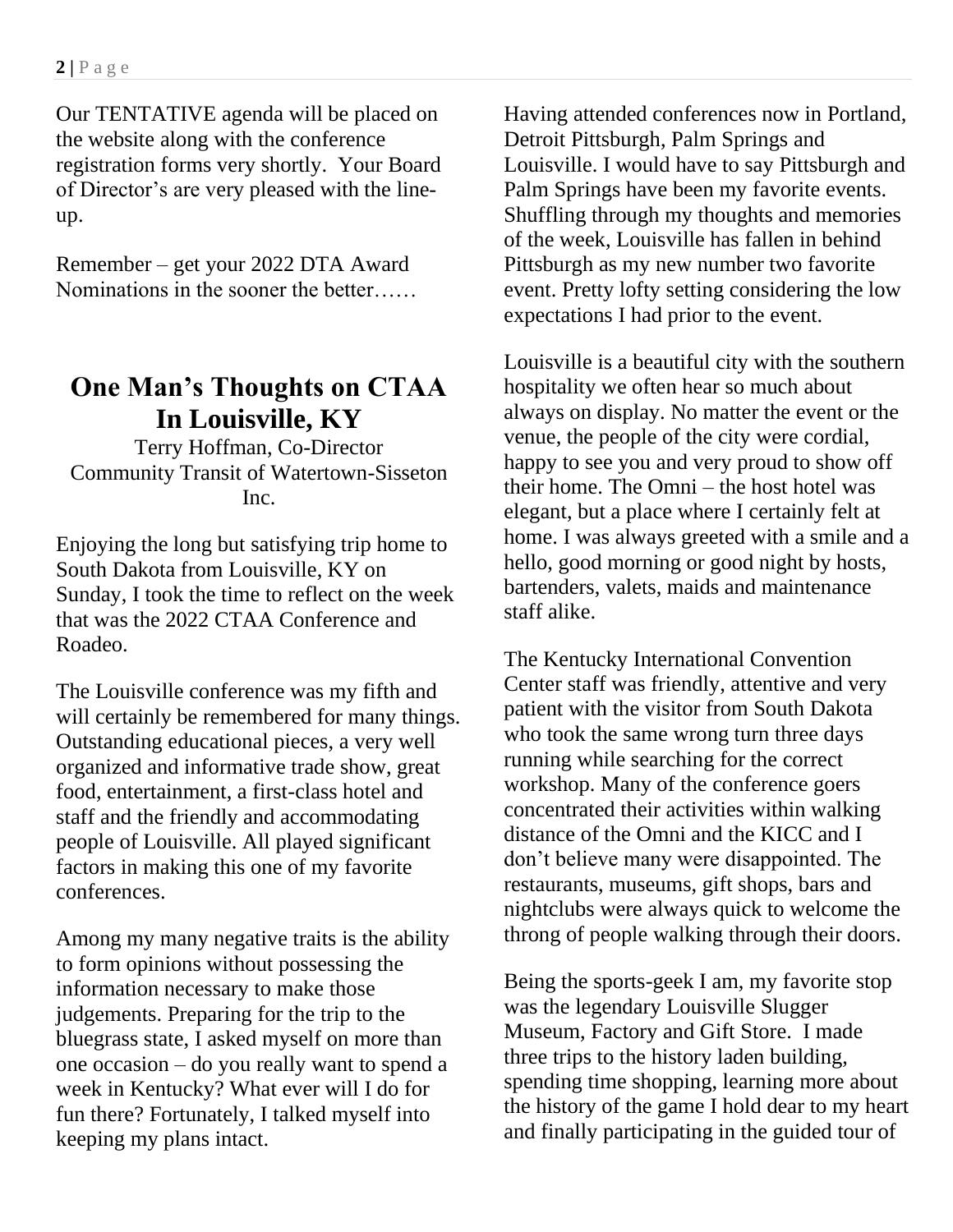Our TENTATIVE agenda will be placed on the website along with the conference registration forms very shortly. Your Board of Director's are very pleased with the line-up.

Remember – get your 2022 DTA Award Nominations in the sooner the better……

## One Man's Thoughts on CTAA In Louisville, KY

Terry Hoffman, Co-Director
Community Transit of Watertown-Sisseton Inc.

Enjoying the long but satisfying trip home to South Dakota from Louisville, KY on Sunday, I took the time to reflect on the week that was the 2022 CTAA Conference and Roadeo.

The Louisville conference was my fifth and will certainly be remembered for many things. Outstanding educational pieces, a very well organized and informative trade show, great food, entertainment, a first-class hotel and staff and the friendly and accommodating people of Louisville. All played significant factors in making this one of my favorite conferences.

Among my many negative traits is the ability to form opinions without possessing the information necessary to make those judgements. Preparing for the trip to the bluegrass state, I asked myself on more than one occasion – do you really want to spend a week in Kentucky? What ever will I do for fun there? Fortunately, I talked myself into keeping my plans intact.

Having attended conferences now in Portland, Detroit Pittsburgh, Palm Springs and Louisville. I would have to say Pittsburgh and Palm Springs have been my favorite events. Shuffling through my thoughts and memories of the week, Louisville has fallen in behind Pittsburgh as my new number two favorite event. Pretty lofty setting considering the low expectations I had prior to the event.

Louisville is a beautiful city with the southern hospitality we often hear so much about always on display. No matter the event or the venue, the people of the city were cordial, happy to see you and very proud to show off their home. The Omni – the host hotel was elegant, but a place where I certainly felt at home. I was always greeted with a smile and a hello, good morning or good night by hosts, bartenders, valets, maids and maintenance staff alike.

The Kentucky International Convention Center staff was friendly, attentive and very patient with the visitor from South Dakota who took the same wrong turn three days running while searching for the correct workshop. Many of the conference goers concentrated their activities within walking distance of the Omni and the KICC and I don't believe many were disappointed. The restaurants, museums, gift shops, bars and nightclubs were always quick to welcome the throng of people walking through their doors.

Being the sports-geek I am, my favorite stop was the legendary Louisville Slugger Museum, Factory and Gift Store. I made three trips to the history laden building, spending time shopping, learning more about the history of the game I hold dear to my heart and finally participating in the guided tour of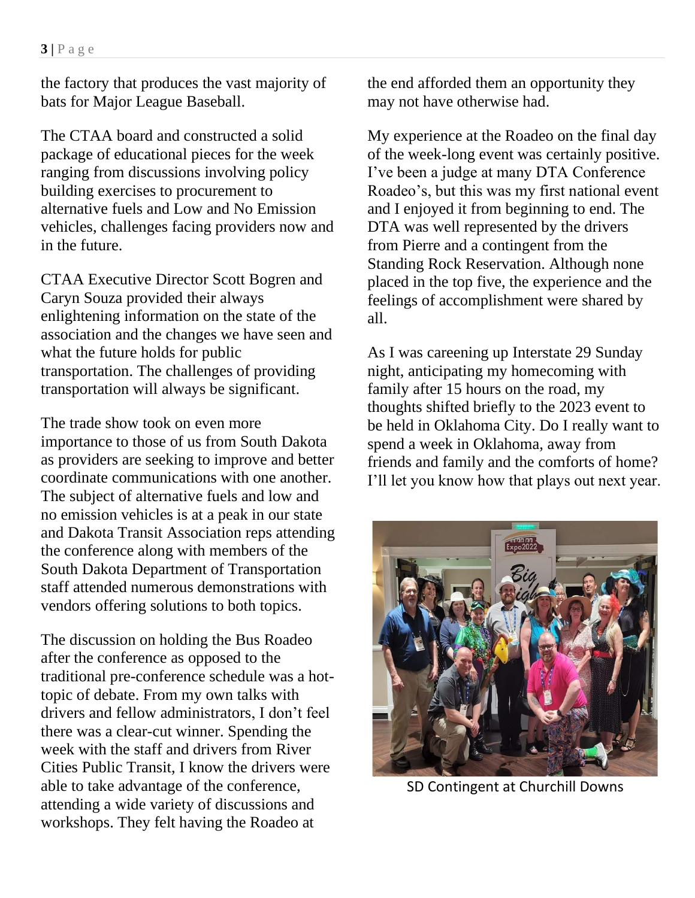the factory that produces the vast majority of bats for Major League Baseball.

The CTAA board and constructed a solid package of educational pieces for the week ranging from discussions involving policy building exercises to procurement to alternative fuels and Low and No Emission vehicles, challenges facing providers now and in the future.

CTAA Executive Director Scott Bogren and Caryn Souza provided their always enlightening information on the state of the association and the changes we have seen and what the future holds for public transportation. The challenges of providing transportation will always be significant.

The trade show took on even more importance to those of us from South Dakota as providers are seeking to improve and better coordinate communications with one another. The subject of alternative fuels and low and no emission vehicles is at a peak in our state and Dakota Transit Association reps attending the conference along with members of the South Dakota Department of Transportation staff attended numerous demonstrations with vendors offering solutions to both topics.

The discussion on holding the Bus Roadeo after the conference as opposed to the traditional pre-conference schedule was a hot-topic of debate. From my own talks with drivers and fellow administrators, I don't feel there was a clear-cut winner. Spending the week with the staff and drivers from River Cities Public Transit, I know the drivers were able to take advantage of the conference, attending a wide variety of discussions and workshops. They felt having the Roadeo at the end afforded them an opportunity they may not have otherwise had.

My experience at the Roadeo on the final day of the week-long event was certainly positive. I've been a judge at many DTA Conference Roadeo's, but this was my first national event and I enjoyed it from beginning to end. The DTA was well represented by the drivers from Pierre and a contingent from the Standing Rock Reservation. Although none placed in the top five, the experience and the feelings of accomplishment were shared by all.

As I was careening up Interstate 29 Sunday night, anticipating my homecoming with family after 15 hours on the road, my thoughts shifted briefly to the 2023 event to be held in Oklahoma City. Do I really want to spend a week in Oklahoma, away from friends and family and the comforts of home? I'll let you know how that plays out next year.

SD Contingent at Churchill Downs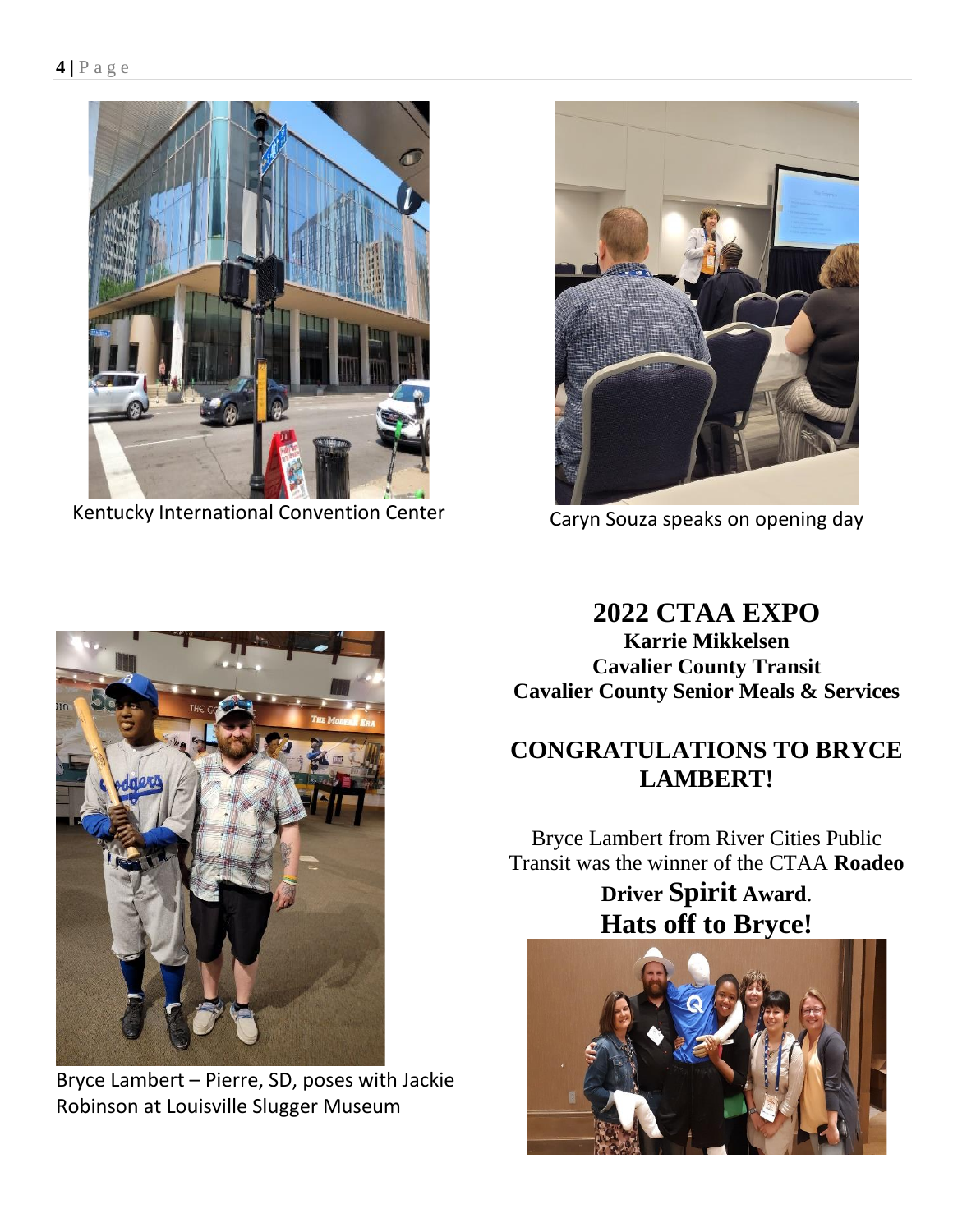Kentucky International Convention Center

Caryn Souza speaks on opening day

Bryce Lambert – Pierre, SD, poses with Jackie Robinson at Louisville Slugger Museum

## 2022 CTAA EXPO

**Karrie Mikkelsen**
**Cavalier County Transit**
**Cavalier County Senior Meals & Services**

## CONGRATULATIONS TO BRYCE LAMBERT!

Bryce Lambert from River Cities Public Transit was the winner of the CTAA **Roadeo Driver Spirit Award**.

**Hats off to Bryce!**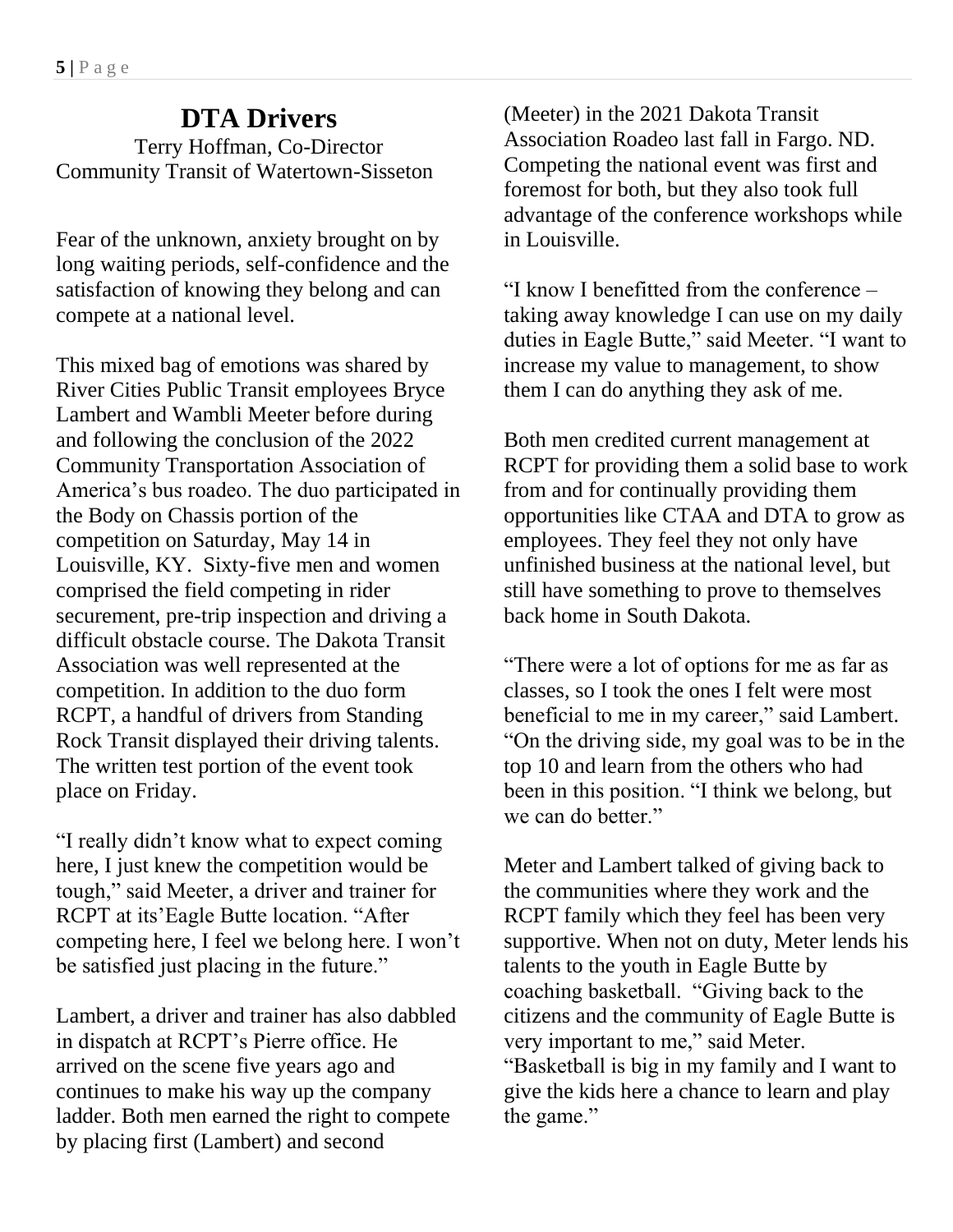# DTA Drivers

Terry Hoffman, Co-Director
Community Transit of Watertown-Sisseton

Fear of the unknown, anxiety brought on by long waiting periods, self-confidence and the satisfaction of knowing they belong and can compete at a national level.

This mixed bag of emotions was shared by River Cities Public Transit employees Bryce Lambert and Wambli Meeter before during and following the conclusion of the 2022 Community Transportation Association of America's bus roadeo. The duo participated in the Body on Chassis portion of the competition on Saturday, May 14 in Louisville, KY. Sixty-five men and women comprised the field competing in rider securement, pre-trip inspection and driving a difficult obstacle course. The Dakota Transit Association was well represented at the competition. In addition to the duo form RCPT, a handful of drivers from Standing Rock Transit displayed their driving talents. The written test portion of the event took place on Friday.

"I really didn't know what to expect coming here, I just knew the competition would be tough," said Meeter, a driver and trainer for RCPT at its'Eagle Butte location. "After competing here, I feel we belong here. I won't be satisfied just placing in the future."

Lambert, a driver and trainer has also dabbled in dispatch at RCPT's Pierre office. He arrived on the scene five years ago and continues to make his way up the company ladder. Both men earned the right to compete by placing first (Lambert) and second (Meeter) in the 2021 Dakota Transit Association Roadeo last fall in Fargo. ND. Competing the national event was first and foremost for both, but they also took full advantage of the conference workshops while in Louisville.

"I know I benefitted from the conference – taking away knowledge I can use on my daily duties in Eagle Butte," said Meeter. "I want to increase my value to management, to show them I can do anything they ask of me.

Both men credited current management at RCPT for providing them a solid base to work from and for continually providing them opportunities like CTAA and DTA to grow as employees. They feel they not only have unfinished business at the national level, but still have something to prove to themselves back home in South Dakota.

"There were a lot of options for me as far as classes, so I took the ones I felt were most beneficial to me in my career," said Lambert. "On the driving side, my goal was to be in the top 10 and learn from the others who had been in this position. "I think we belong, but we can do better."

Meter and Lambert talked of giving back to the communities where they work and the RCPT family which they feel has been very supportive. When not on duty, Meter lends his talents to the youth in Eagle Butte by coaching basketball. "Giving back to the citizens and the community of Eagle Butte is very important to me," said Meter. "Basketball is big in my family and I want to give the kids here a chance to learn and play the game."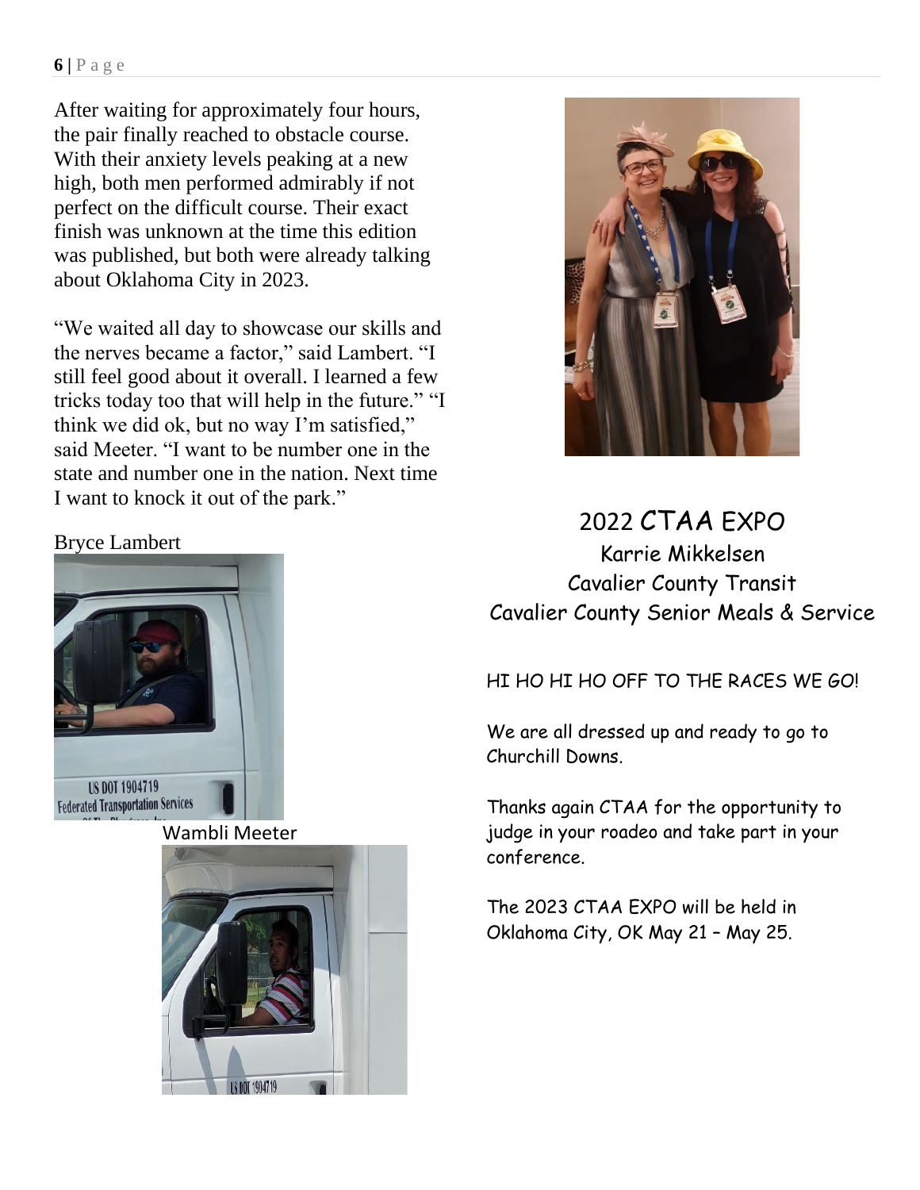After waiting for approximately four hours, the pair finally reached to obstacle course. With their anxiety levels peaking at a new high, both men performed admirably if not perfect on the difficult course. Their exact finish was unknown at the time this edition was published, but both were already talking about Oklahoma City in 2023.

“We waited all day to showcase our skills and the nerves became a factor,” said Lambert. “I still feel good about it overall. I learned a few tricks today too that will help in the future.” “I think we did ok, but no way I’m satisfied,” said Meeter. “I want to be number one in the state and number one in the nation. Next time I want to knock it out of the park.”

Bryce Lambert

Wambli Meeter

## 2022 CTAA EXPO

Karrie Mikkelsen
Cavalier County Transit
Cavalier County Senior Meals & Service

HI HO HI HO OFF TO THE RACES WE GO!

We are all dressed up and ready to go to Churchill Downs.

Thanks again CTAA for the opportunity to judge in your roadeo and take part in your conference.

The 2023 CTAA EXPO will be held in Oklahoma City, OK May 21 – May 25.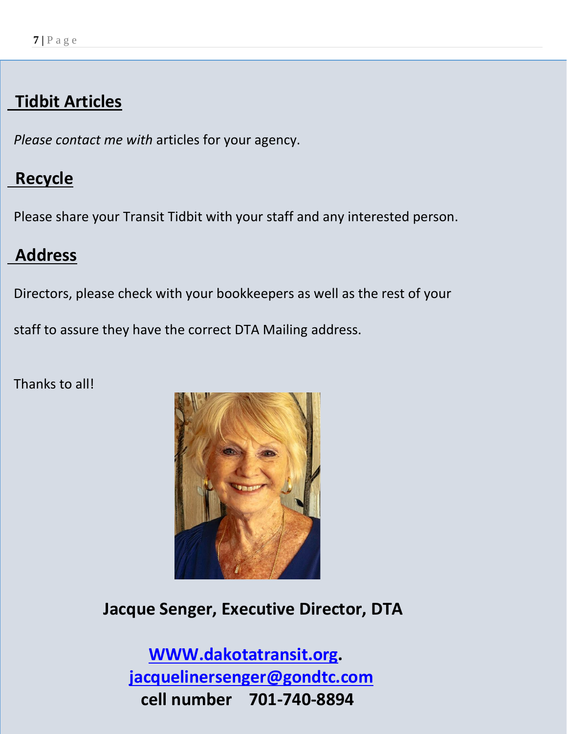## Tidbit Articles

*Please contact me with* articles for your agency.

## Recycle

Please share your Transit Tidbit with your staff and any interested person.

## Address

Directors, please check with your bookkeepers as well as the rest of your staff to assure they have the correct DTA Mailing address.

Thanks to all!

**Jacque Senger, Executive Director, DTA**

**[WWW.dakotatransit.org](http://WWW.dakotatransit.org).**
**[jacquelinersenger@gondtc.com](mailto:jacquelinersenger@gondtc.com)**
**cell number 701-740-8894**